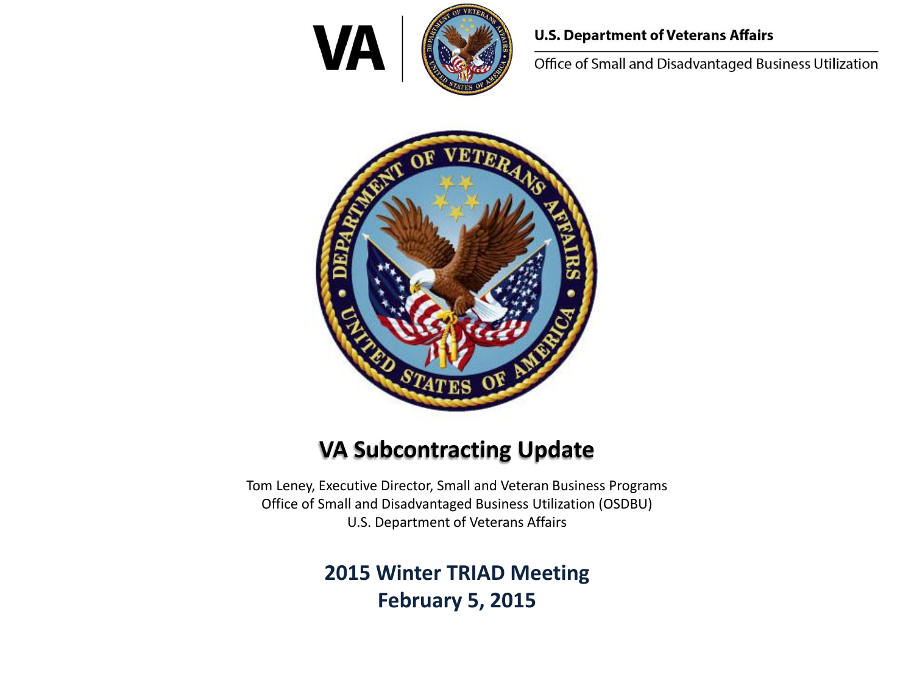VA

**U.S. Department of Veterans Affairs**

Office of Small and Disadvantaged Business Utilization

# VA Subcontracting Update

Tom Leney, Executive Director, Small and Veteran Business Programs
Office of Small and Disadvantaged Business Utilization (OSDBU)
U.S. Department of Veterans Affairs

**2015 Winter TRIAD Meeting**
**February 5, 2015**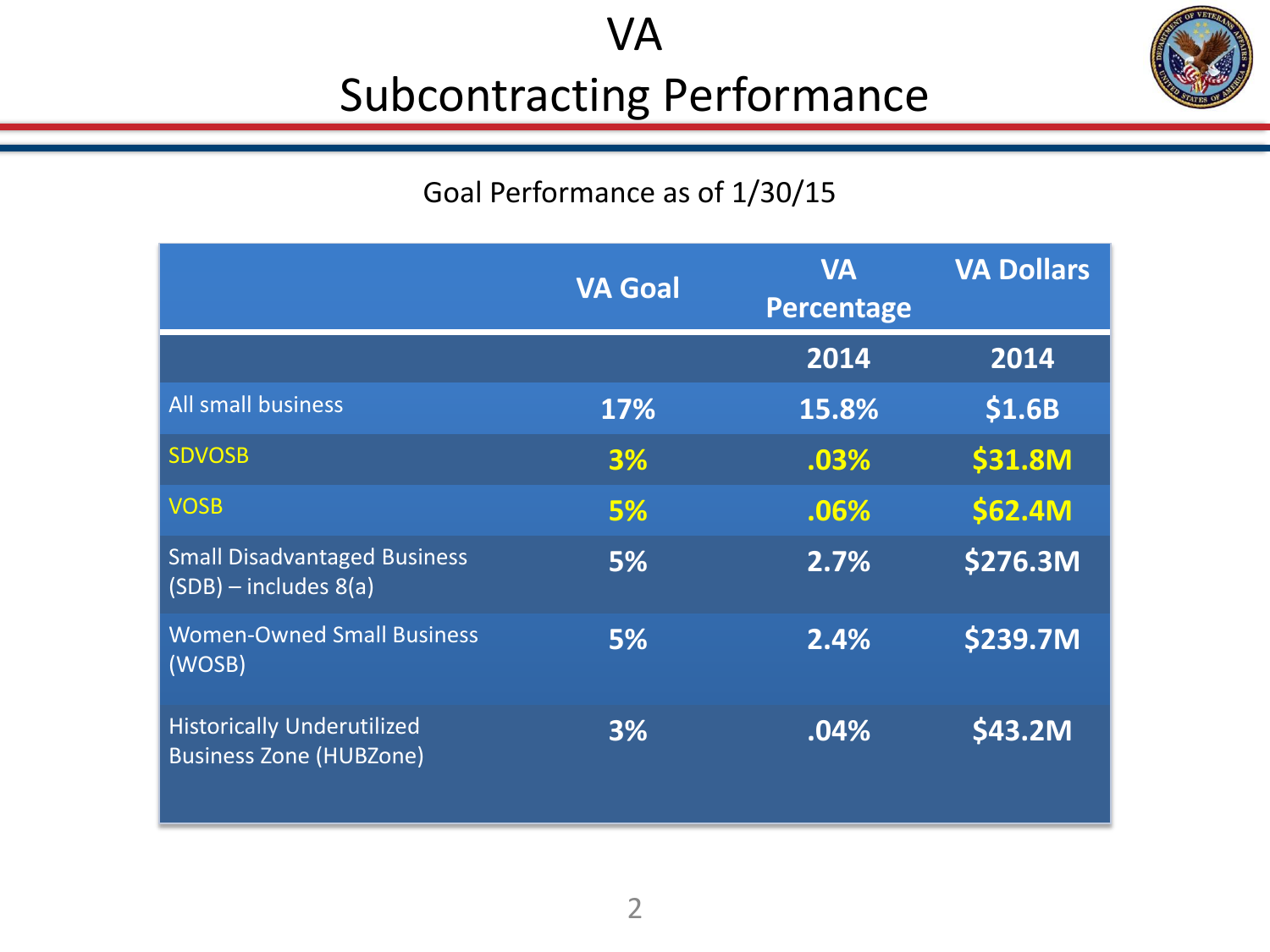# VA Subcontracting Performance

Goal Performance as of 1/30/15

| | VA Goal | VA Percentage | VA Dollars |
|---|---|---|---|
| | | 2014 | 2014 |
| All small business | 17% | 15.8% | $1.6B |
| SDVOSB | 3% | .03% | $31.8M |
| VOSB | 5% | .06% | $62.4M |
| Small Disadvantaged Business (SDB) – includes 8(a) | 5% | 2.7% | $276.3M |
| Women-Owned Small Business (WOSB) | 5% | 2.4% | $239.7M |
| Historically Underutilized Business Zone (HUBZone) | 3% | .04% | $43.2M |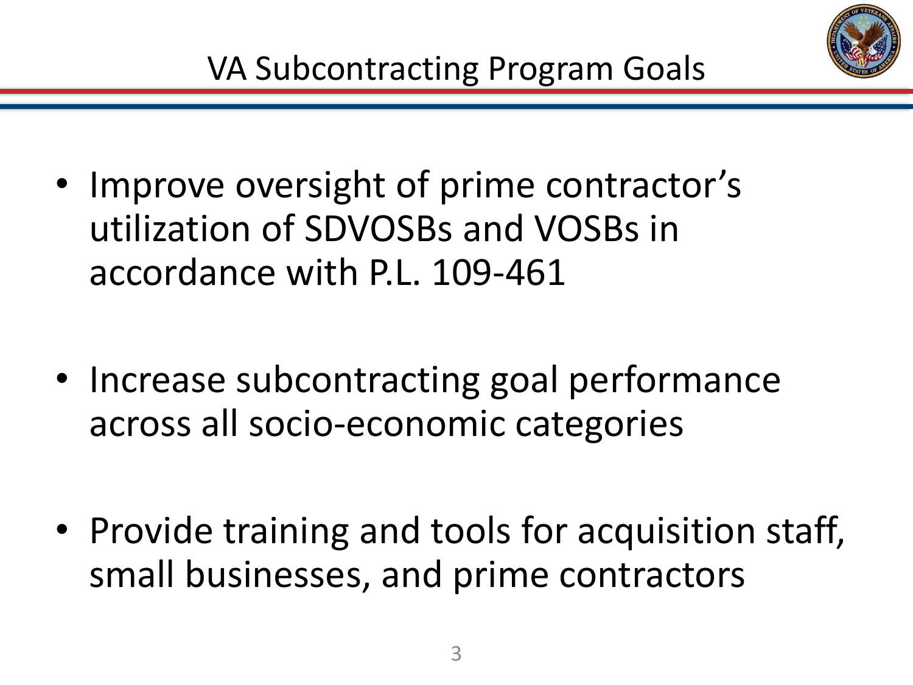# VA Subcontracting Program Goals

- Improve oversight of prime contractor's utilization of SDVOSBs and VOSBs in accordance with P.L. 109-461
- Increase subcontracting goal performance across all socio-economic categories
- Provide training and tools for acquisition staff, small businesses, and prime contractors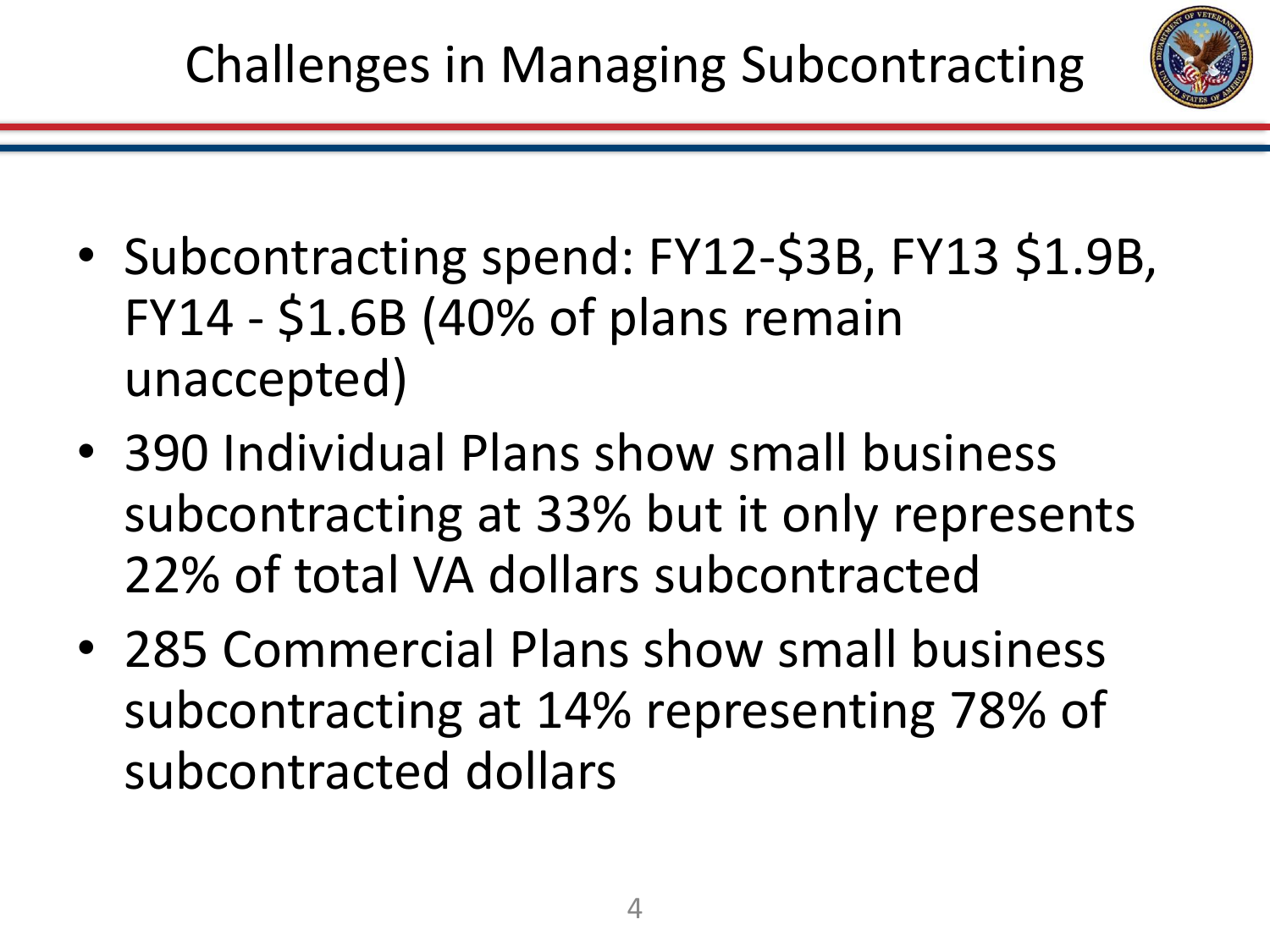# Challenges in Managing Subcontracting

- Subcontracting spend: FY12-$3B, FY13 $1.9B, FY14 - $1.6B (40% of plans remain unaccepted)
- 390 Individual Plans show small business subcontracting at 33% but it only represents 22% of total VA dollars subcontracted
- 285 Commercial Plans show small business subcontracting at 14% representing 78% of subcontracted dollars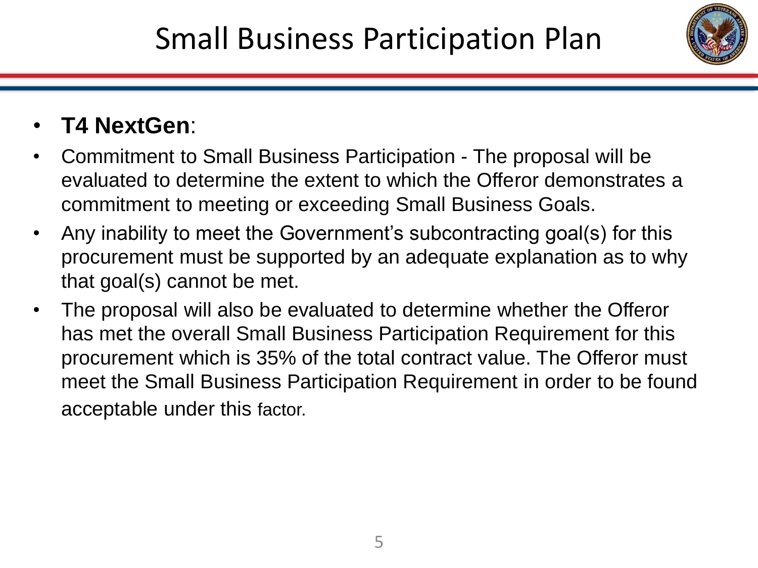# Small Business Participation Plan

- **T4 NextGen**:
- Commitment to Small Business Participation - The proposal will be evaluated to determine the extent to which the Offeror demonstrates a commitment to meeting or exceeding Small Business Goals.
- Any inability to meet the Government's subcontracting goal(s) for this procurement must be supported by an adequate explanation as to why that goal(s) cannot be met.
- The proposal will also be evaluated to determine whether the Offeror has met the overall Small Business Participation Requirement for this procurement which is 35% of the total contract value. The Offeror must meet the Small Business Participation Requirement in order to be found acceptable under this factor.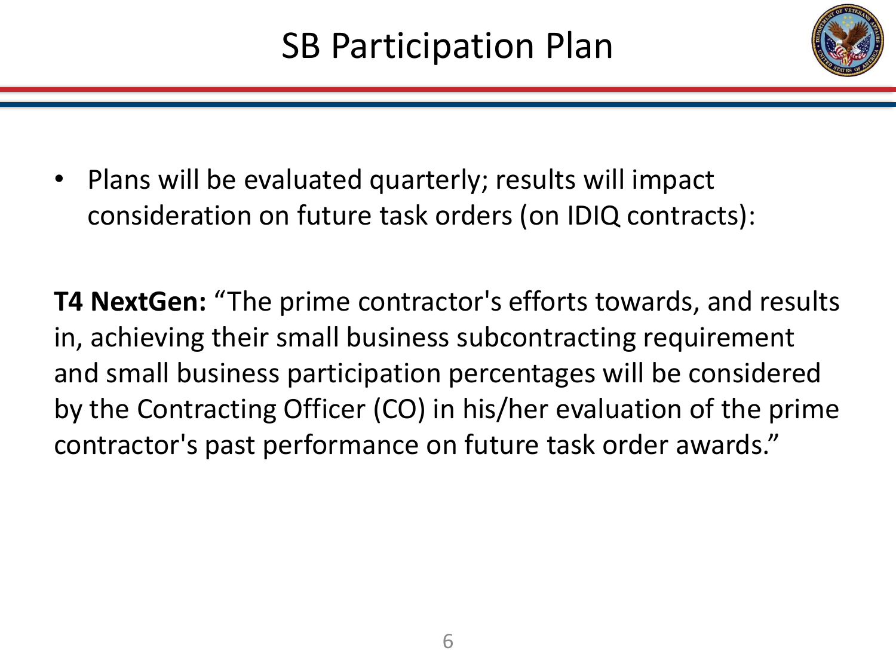# SB Participation Plan

- Plans will be evaluated quarterly; results will impact consideration on future task orders (on IDIQ contracts):

**T4 NextGen:** “The prime contractor's efforts towards, and results in, achieving their small business subcontracting requirement and small business participation percentages will be considered by the Contracting Officer (CO) in his/her evaluation of the prime contractor's past performance on future task order awards.”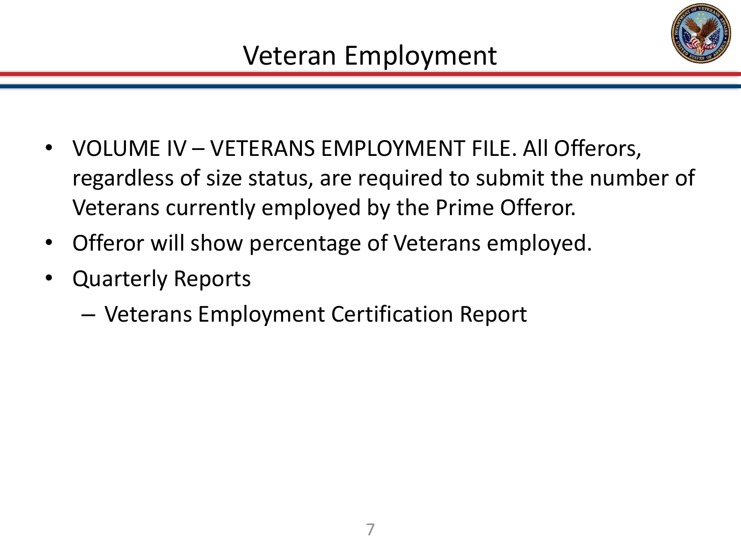# Veteran Employment

- VOLUME IV – VETERANS EMPLOYMENT FILE. All Offerors, regardless of size status, are required to submit the number of Veterans currently employed by the Prime Offeror.
- Offeror will show percentage of Veterans employed.
- Quarterly Reports
  - Veterans Employment Certification Report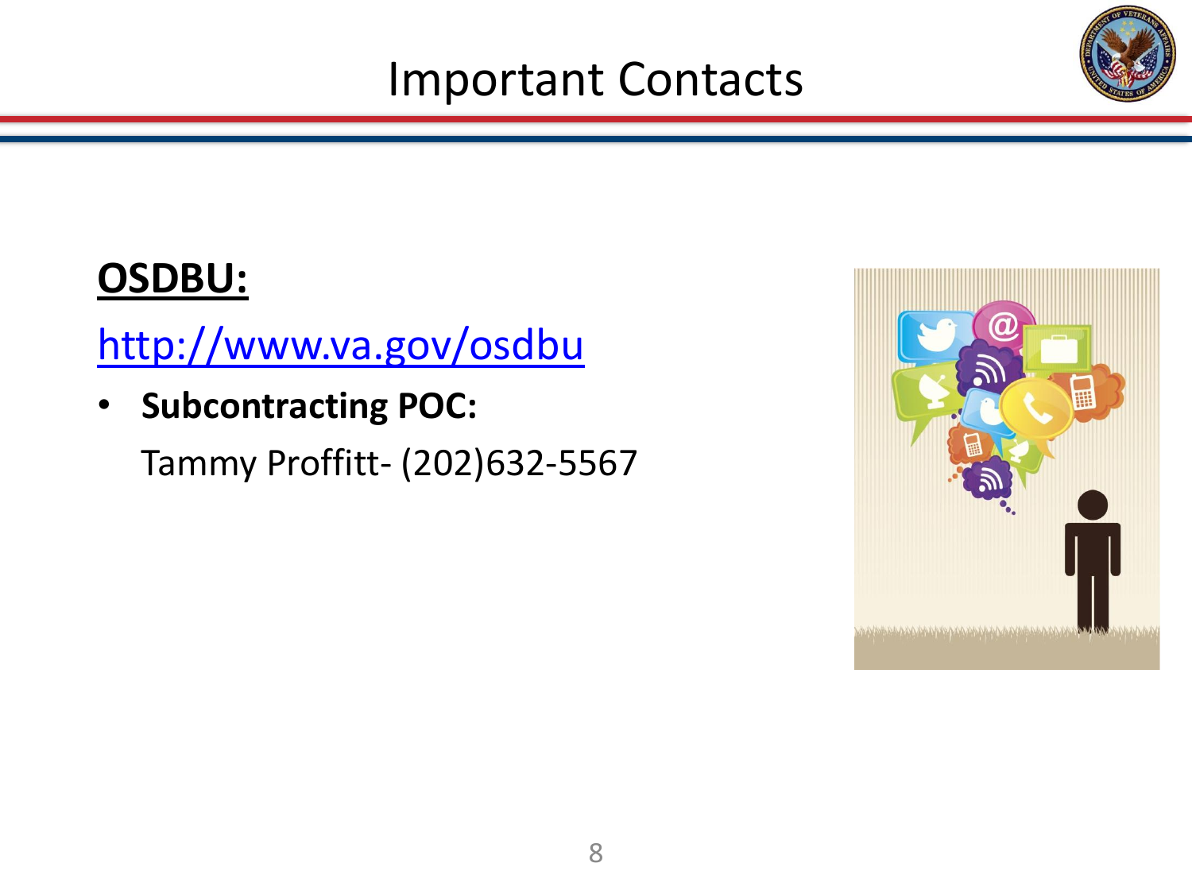# Important Contacts

**OSDBU:**

[http://www.va.gov/osdbu](http://www.va.gov/osdbu)

- **Subcontracting POC:**

  Tammy Proffitt- (202)632-5567